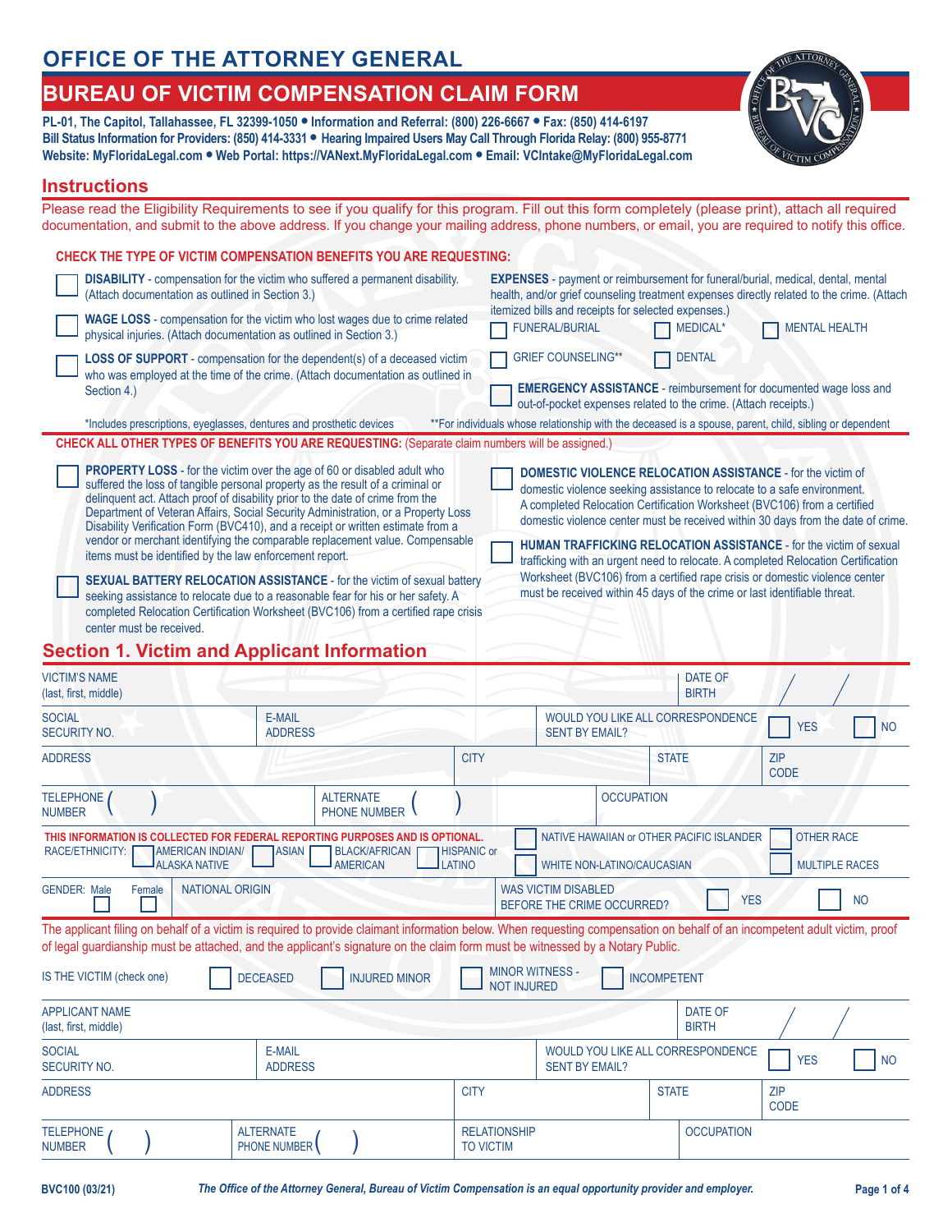# OFFICE OF THE ATTORNEY GENERAL

# BUREAU OF VICTIM COMPENSATION CLAIM FORM

**PL-01, The Capitol, Tallahassee, FL 32399-1050 • Information and Referral: (800) 226-6667 • Fax: (850) 414-6197**
**Bill Status Information for Providers: (850) 414-3331 • Hearing Impaired Users May Call Through Florida Relay: (800) 955-8771**
**Website: MyFloridaLegal.com • Web Portal: https://VANext.MyFloridaLegal.com • Email: VCIntake@MyFloridaLegal.com**

## Instructions

Please read the Eligibility Requirements to see if you qualify for this program. Fill out this form completely (please print), attach all required documentation, and submit to the above address. If you change your mailing address, phone numbers, or email, you are required to notify this office.

**CHECK THE TYPE OF VICTIM COMPENSATION BENEFITS YOU ARE REQUESTING:**

- ☐ **DISABILITY** - compensation for the victim who suffered a permanent disability. (Attach documentation as outlined in Section 3.)
- ☐ **WAGE LOSS** - compensation for the victim who lost wages due to crime related physical injuries. (Attach documentation as outlined in Section 3.)
- ☐ **LOSS OF SUPPORT** - compensation for the dependent(s) of a deceased victim who was employed at the time of the crime. (Attach documentation as outlined in Section 4.)
- **EXPENSES** - payment or reimbursement for funeral/burial, medical, dental, mental health, and/or grief counseling treatment expenses directly related to the crime. (Attach itemized bills and receipts for selected expenses.)
  - ☐ FUNERAL/BURIAL ☐ MEDICAL* ☐ MENTAL HEALTH
  - ☐ GRIEF COUNSELING** ☐ DENTAL
- ☐ **EMERGENCY ASSISTANCE** - reimbursement for documented wage loss and out-of-pocket expenses related to the crime. (Attach receipts.)

*Includes prescriptions, eyeglasses, dentures and prosthetic devices

**For individuals whose relationship with the deceased is a spouse, parent, child, sibling or dependent

**CHECK ALL OTHER TYPES OF BENEFITS YOU ARE REQUESTING:** (Separate claim numbers will be assigned.)

- ☐ **PROPERTY LOSS** - for the victim over the age of 60 or disabled adult who suffered the loss of tangible personal property as the result of a criminal or delinquent act. Attach proof of disability prior to the date of crime from the Department of Veteran Affairs, Social Security Administration, or a Property Loss Disability Verification Form (BVC410), and a receipt or written estimate from a vendor or merchant identifying the comparable replacement value. Compensable items must be identified by the law enforcement report.
- ☐ **SEXUAL BATTERY RELOCATION ASSISTANCE** - for the victim of sexual battery seeking assistance to relocate due to a reasonable fear for his or her safety. A completed Relocation Certification Worksheet (BVC106) from a certified rape crisis center must be received.
- ☐ **DOMESTIC VIOLENCE RELOCATION ASSISTANCE** - for the victim of domestic violence seeking assistance to relocate to a safe environment. A completed Relocation Certification Worksheet (BVC106) from a certified domestic violence center must be received within 30 days from the date of crime.
- ☐ **HUMAN TRAFFICKING RELOCATION ASSISTANCE** - for the victim of sexual trafficking with an urgent need to relocate. A completed Relocation Certification Worksheet (BVC106) from a certified rape crisis or domestic violence center must be received within 45 days of the crime or last identifiable threat.

## Section 1. Victim and Applicant Information

| | | | |
|---|---|---|---|
| VICTIM'S NAME (last, first, middle) | | DATE OF BIRTH | / / |
| SOCIAL SECURITY NO. | E-MAIL ADDRESS | WOULD YOU LIKE ALL CORRESPONDENCE SENT BY EMAIL? | ☐ YES ☐ NO |
| ADDRESS | CITY | STATE | ZIP CODE |
| TELEPHONE NUMBER ( ) | ALTERNATE PHONE NUMBER ( ) | OCCUPATION | |

**THIS INFORMATION IS COLLECTED FOR FEDERAL REPORTING PURPOSES AND IS OPTIONAL.**
RACE/ETHNICITY: ☐ AMERICAN INDIAN/ ALASKA NATIVE ☐ ASIAN ☐ BLACK/AFRICAN AMERICAN ☐ HISPANIC or LATINO ☐ NATIVE HAWAIIAN or OTHER PACIFIC ISLANDER ☐ WHITE NON-LATINO/CAUCASIAN ☐ OTHER RACE ☐ MULTIPLE RACES

| | | | |
|---|---|---|---|
| GENDER: Male ☐ Female ☐ | NATIONAL ORIGIN | WAS VICTIM DISABLED BEFORE THE CRIME OCCURRED? | ☐ YES ☐ NO |

The applicant filing on behalf of a victim is required to provide claimant information below. When requesting compensation on behalf of an incompetent adult victim, proof of legal guardianship must be attached, and the applicant's signature on the claim form must be witnessed by a Notary Public.

IS THE VICTIM (check one) ☐ DECEASED ☐ INJURED MINOR ☐ MINOR WITNESS - NOT INJURED ☐ INCOMPETENT

| | | | |
|---|---|---|---|
| APPLICANT NAME (last, first, middle) | | DATE OF BIRTH | / / |
| SOCIAL SECURITY NO. | E-MAIL ADDRESS | WOULD YOU LIKE ALL CORRESPONDENCE SENT BY EMAIL? | ☐ YES ☐ NO |
| ADDRESS | CITY | STATE | ZIP CODE |
| TELEPHONE NUMBER ( ) | ALTERNATE PHONE NUMBER ( ) | RELATIONSHIP TO VICTIM | OCCUPATION |

BVC100 (03/21) *The Office of the Attorney General, Bureau of Victim Compensation is an equal opportunity provider and employer.*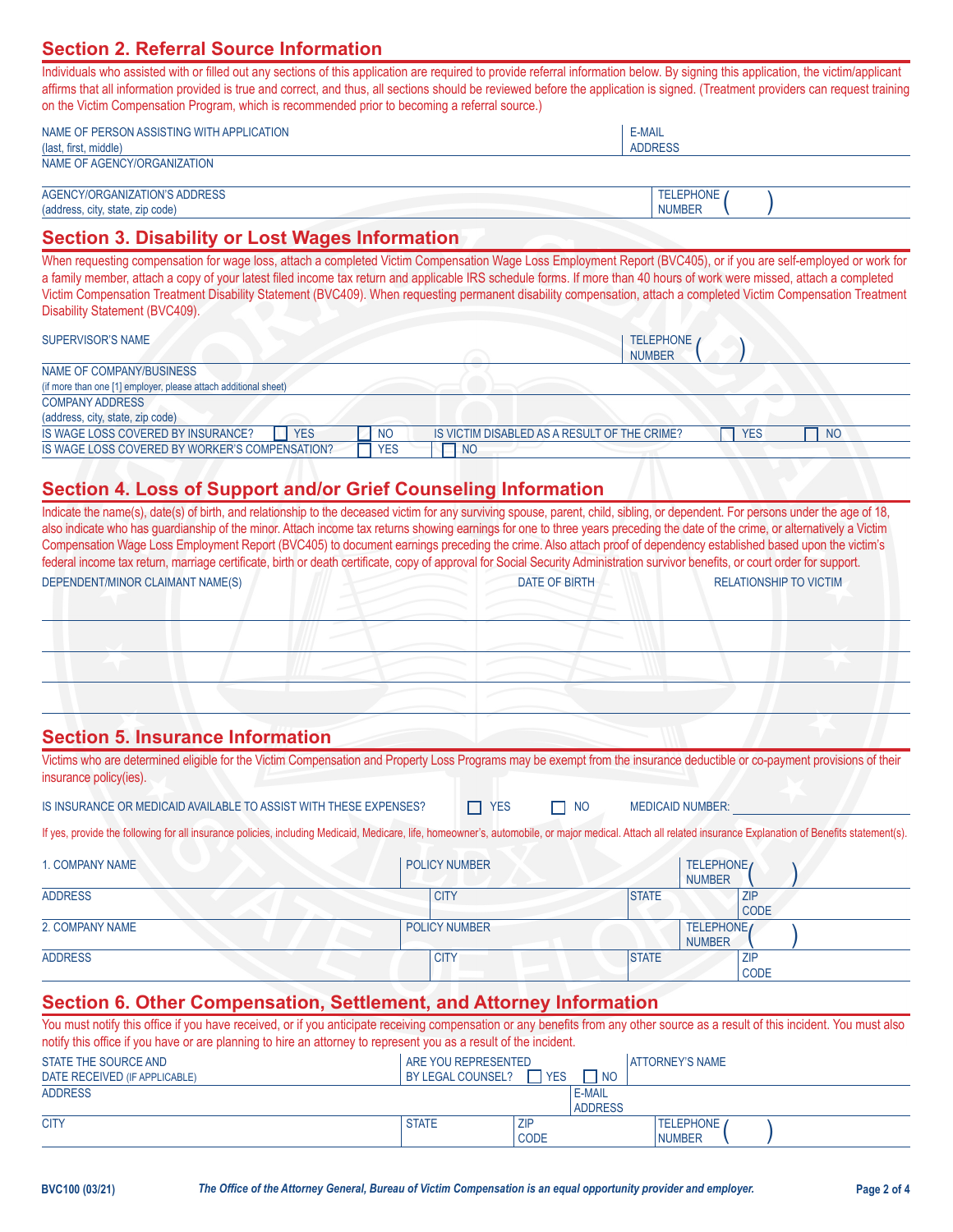## Section 2. Referral Source Information

Individuals who assisted with or filled out any sections of this application are required to provide referral information below. By signing this application, the victim/applicant affirms that all information provided is true and correct, and thus, all sections should be reviewed before the application is signed. (Treatment providers can request training on the Victim Compensation Program, which is recommended prior to becoming a referral source.)

| NAME OF PERSON ASSISTING WITH APPLICATION (last, first, middle) | E-MAIL ADDRESS |
|---|---|
| NAME OF AGENCY/ORGANIZATION | |
| AGENCY/ORGANIZATION'S ADDRESS (address, city, state, zip code) | TELEPHONE NUMBER ( ) |

## Section 3. Disability or Lost Wages Information

When requesting compensation for wage loss, attach a completed Victim Compensation Wage Loss Employment Report (BVC405), or if you are self-employed or work for a family member, attach a copy of your latest filed income tax return and applicable IRS schedule forms. If more than 40 hours of work were missed, attach a completed Victim Compensation Treatment Disability Statement (BVC409). When requesting permanent disability compensation, attach a completed Victim Compensation Treatment Disability Statement (BVC409).

| SUPERVISOR'S NAME | TELEPHONE NUMBER ( ) |
|---|---|
| NAME OF COMPANY/BUSINESS (if more than one [1] employer, please attach additional sheet) | |
| COMPANY ADDRESS (address, city, state, zip code) | |
| IS WAGE LOSS COVERED BY INSURANCE? ☐ YES ☐ NO | IS VICTIM DISABLED AS A RESULT OF THE CRIME? ☐ YES ☐ NO |
| IS WAGE LOSS COVERED BY WORKER'S COMPENSATION? ☐ YES ☐ NO | |

## Section 4. Loss of Support and/or Grief Counseling Information

Indicate the name(s), date(s) of birth, and relationship to the deceased victim for any surviving spouse, parent, child, sibling, or dependent. For persons under the age of 18, also indicate who has guardianship of the minor. Attach income tax returns showing earnings for one to three years preceding the date of the crime, or alternatively a Victim Compensation Wage Loss Employment Report (BVC405) to document earnings preceding the crime. Also attach proof of dependency established based upon the victim's federal income tax return, marriage certificate, birth or death certificate, copy of approval for Social Security Administration survivor benefits, or court order for support.

| DEPENDENT/MINOR CLAIMANT NAME(S) | DATE OF BIRTH | RELATIONSHIP TO VICTIM |
|---|---|---|
| | | |
| | | |
| | | |
| | | |

## Section 5. Insurance Information

Victims who are determined eligible for the Victim Compensation and Property Loss Programs may be exempt from the insurance deductible or co-payment provisions of their insurance policy(ies).

IS INSURANCE OR MEDICAID AVAILABLE TO ASSIST WITH THESE EXPENSES? ☐ YES ☐ NO MEDICAID NUMBER: ____________

If yes, provide the following for all insurance policies, including Medicaid, Medicare, life, homeowner's, automobile, or major medical. Attach all related insurance Explanation of Benefits statement(s).

| 1. COMPANY NAME | POLICY NUMBER | | TELEPHONE NUMBER ( ) |
|---|---|---|---|
| ADDRESS | CITY | STATE | ZIP CODE |
| 2. COMPANY NAME | POLICY NUMBER | | TELEPHONE NUMBER ( ) |
| ADDRESS | CITY | STATE | ZIP CODE |

## Section 6. Other Compensation, Settlement, and Attorney Information

You must notify this office if you have received, or if you anticipate receiving compensation or any benefits from any other source as a result of this incident. You must also notify this office if you have or are planning to hire an attorney to represent you as a result of the incident.

| STATE THE SOURCE AND DATE RECEIVED (IF APPLICABLE) | ARE YOU REPRESENTED BY LEGAL COUNSEL? ☐ YES ☐ NO | | ATTORNEY'S NAME |
|---|---|---|---|
| ADDRESS | | E-MAIL ADDRESS | |
| CITY | STATE | ZIP CODE | TELEPHONE NUMBER ( ) |

BVC100 (03/21) *The Office of the Attorney General, Bureau of Victim Compensation is an equal opportunity provider and employer.*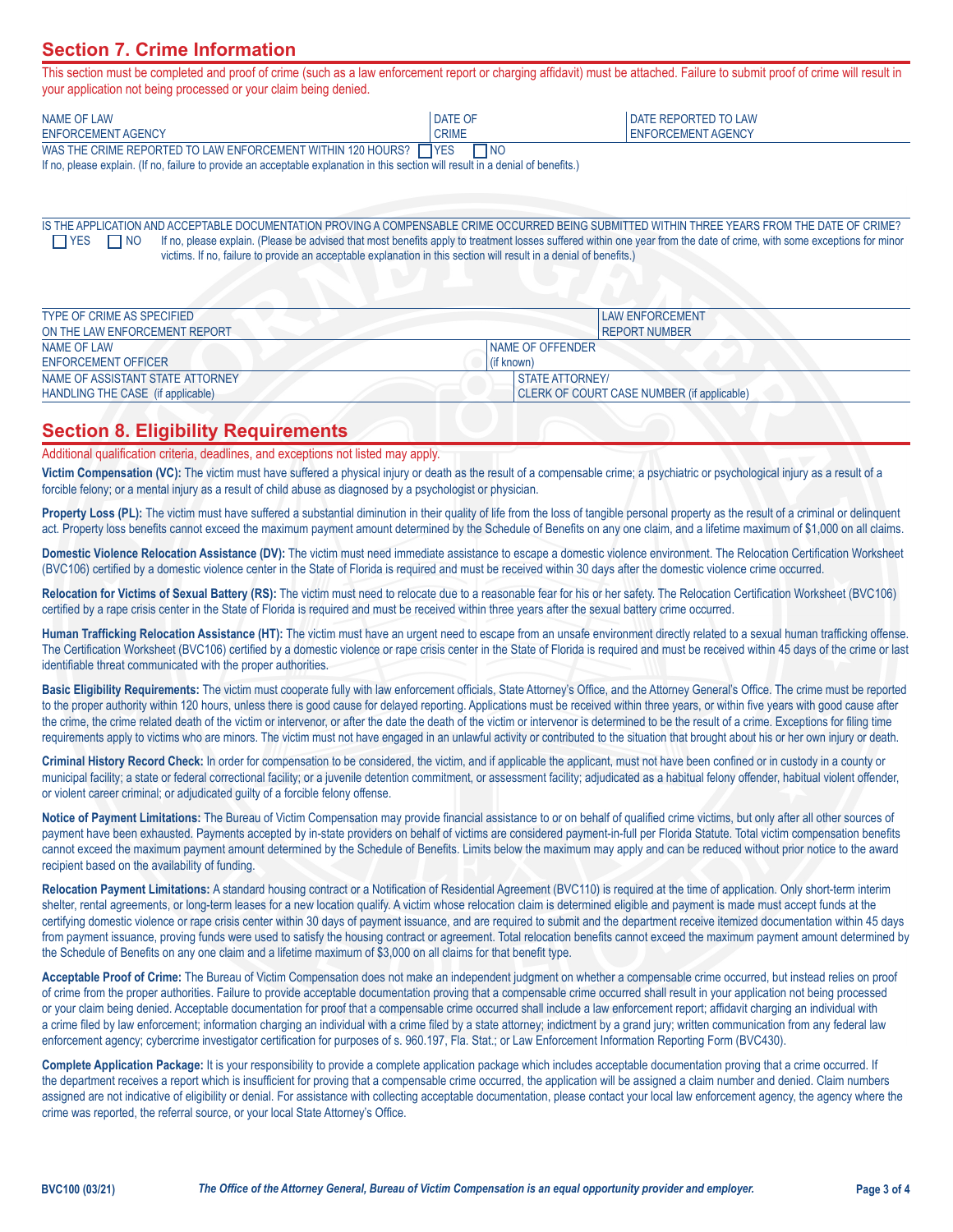## Section 7. Crime Information

This section must be completed and proof of crime (such as a law enforcement report or charging affidavit) must be attached. Failure to submit proof of crime will result in your application not being processed or your claim being denied.

| NAME OF LAW ENFORCEMENT AGENCY | DATE OF CRIME | DATE REPORTED TO LAW ENFORCEMENT AGENCY |
|---|---|---|
| | | |

WAS THE CRIME REPORTED TO LAW ENFORCEMENT WITHIN 120 HOURS? ☐ YES ☐ NO

If no, please explain. (If no, failure to provide an acceptable explanation in this section will result in a denial of benefits.)

IS THE APPLICATION AND ACCEPTABLE DOCUMENTATION PROVING A COMPENSABLE CRIME OCCURRED BEING SUBMITTED WITHIN THREE YEARS FROM THE DATE OF CRIME?

☐ YES ☐ NO If no, please explain. (Please be advised that most benefits apply to treatment losses suffered within one year from the date of crime, with some exceptions for minor victims. If no, failure to provide an acceptable explanation in this section will result in a denial of benefits.)

| TYPE OF CRIME AS SPECIFIED ON THE LAW ENFORCEMENT REPORT | LAW ENFORCEMENT REPORT NUMBER |
|---|---|
| | |

| NAME OF LAW ENFORCEMENT OFFICER | NAME OF OFFENDER (if known) |
|---|---|
| | |

| NAME OF ASSISTANT STATE ATTORNEY HANDLING THE CASE (if applicable) | STATE ATTORNEY/ CLERK OF COURT CASE NUMBER (if applicable) |
|---|---|
| | |

## Section 8. Eligibility Requirements

Additional qualification criteria, deadlines, and exceptions not listed may apply.

**Victim Compensation (VC):** The victim must have suffered a physical injury or death as the result of a compensable crime; a psychiatric or psychological injury as a result of a forcible felony; or a mental injury as a result of child abuse as diagnosed by a psychologist or physician.

**Property Loss (PL):** The victim must have suffered a substantial diminution in their quality of life from the loss of tangible personal property as the result of a criminal or delinquent act. Property loss benefits cannot exceed the maximum payment amount determined by the Schedule of Benefits on any one claim, and a lifetime maximum of $1,000 on all claims.

**Domestic Violence Relocation Assistance (DV):** The victim must need immediate assistance to escape a domestic violence environment. The Relocation Certification Worksheet (BVC106) certified by a domestic violence center in the State of Florida is required and must be received within 30 days after the domestic violence crime occurred.

**Relocation for Victims of Sexual Battery (RS):** The victim must need to relocate due to a reasonable fear for his or her safety. The Relocation Certification Worksheet (BVC106) certified by a rape crisis center in the State of Florida is required and must be received within three years after the sexual battery crime occurred.

**Human Trafficking Relocation Assistance (HT):** The victim must have an urgent need to escape from an unsafe environment directly related to a sexual human trafficking offense. The Certification Worksheet (BVC106) certified by a domestic violence or rape crisis center in the State of Florida is required and must be received within 45 days of the crime or last identifiable threat communicated with the proper authorities.

**Basic Eligibility Requirements:** The victim must cooperate fully with law enforcement officials, State Attorney's Office, and the Attorney General's Office. The crime must be reported to the proper authority within 120 hours, unless there is good cause for delayed reporting. Applications must be received within three years, or within five years with good cause after the crime, the crime related death of the victim or intervenor, or after the date the death of the victim or intervenor is determined to be the result of a crime. Exceptions for filing time requirements apply to victims who are minors. The victim must not have engaged in an unlawful activity or contributed to the situation that brought about his or her own injury or death.

**Criminal History Record Check:** In order for compensation to be considered, the victim, and if applicable the applicant, must not have been confined or in custody in a county or municipal facility; a state or federal correctional facility; or a juvenile detention commitment, or assessment facility; adjudicated as a habitual felony offender, habitual violent offender, or violent career criminal; or adjudicated guilty of a forcible felony offense.

**Notice of Payment Limitations:** The Bureau of Victim Compensation may provide financial assistance to or on behalf of qualified crime victims, but only after all other sources of payment have been exhausted. Payments accepted by in-state providers on behalf of victims are considered payment-in-full per Florida Statute. Total victim compensation benefits cannot exceed the maximum payment amount determined by the Schedule of Benefits. Limits below the maximum may apply and can be reduced without prior notice to the award recipient based on the availability of funding.

**Relocation Payment Limitations:** A standard housing contract or a Notification of Residential Agreement (BVC110) is required at the time of application. Only short-term interim shelter, rental agreements, or long-term leases for a new location qualify. A victim whose relocation claim is determined eligible and payment is made must accept funds at the certifying domestic violence or rape crisis center within 30 days of payment issuance, and are required to submit and the department receive itemized documentation within 45 days from payment issuance, proving funds were used to satisfy the housing contract or agreement. Total relocation benefits cannot exceed the maximum payment amount determined by the Schedule of Benefits on any one claim and a lifetime maximum of $3,000 on all claims for that benefit type.

**Acceptable Proof of Crime:** The Bureau of Victim Compensation does not make an independent judgment on whether a compensable crime occurred, but instead relies on proof of crime from the proper authorities. Failure to provide acceptable documentation proving that a compensable crime occurred shall result in your application not being processed or your claim being denied. Acceptable documentation for proof that a compensable crime occurred shall include a law enforcement report; affidavit charging an individual with a crime filed by law enforcement; information charging an individual with a crime filed by a state attorney; indictment by a grand jury; written communication from any federal law enforcement agency; cybercrime investigator certification for purposes of s. 960.197, Fla. Stat.; or Law Enforcement Information Reporting Form (BVC430).

**Complete Application Package:** It is your responsibility to provide a complete application package which includes acceptable documentation proving that a crime occurred. If the department receives a report which is insufficient for proving that a compensable crime occurred, the application will be assigned a claim number and denied. Claim numbers assigned are not indicative of eligibility or denial. For assistance with collecting acceptable documentation, please contact your local law enforcement agency, the agency where the crime was reported, the referral source, or your local State Attorney's Office.

BVC100 (03/21) *The Office of the Attorney General, Bureau of Victim Compensation is an equal opportunity provider and employer.*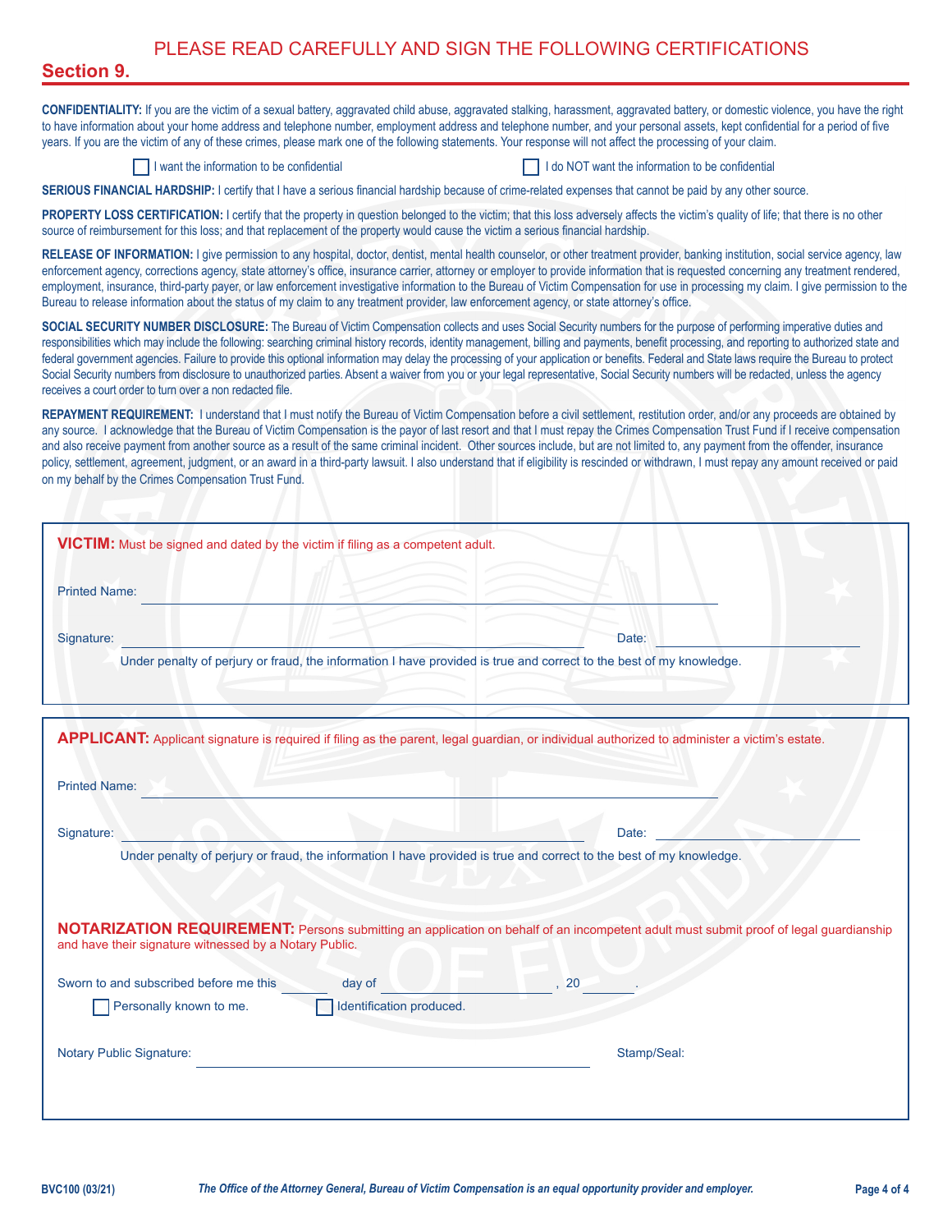PLEASE READ CAREFULLY AND SIGN THE FOLLOWING CERTIFICATIONS

## Section 9.

**CONFIDENTIALITY:** If you are the victim of a sexual battery, aggravated child abuse, aggravated stalking, harassment, aggravated battery, or domestic violence, you have the right to have information about your home address and telephone number, employment address and telephone number, and your personal assets, kept confidential for a period of five years. If you are the victim of any of these crimes, please mark one of the following statements. Your response will not affect the processing of your claim.

☐ I want the information to be confidential     ☐ I do NOT want the information to be confidential

**SERIOUS FINANCIAL HARDSHIP:** I certify that I have a serious financial hardship because of crime-related expenses that cannot be paid by any other source.

**PROPERTY LOSS CERTIFICATION:** I certify that the property in question belonged to the victim; that this loss adversely affects the victim's quality of life; that there is no other source of reimbursement for this loss; and that replacement of the property would cause the victim a serious financial hardship.

**RELEASE OF INFORMATION:** I give permission to any hospital, doctor, dentist, mental health counselor, or other treatment provider, banking institution, social service agency, law enforcement agency, corrections agency, state attorney's office, insurance carrier, attorney or employer to provide information that is requested concerning any treatment rendered, employment, insurance, third-party payer, or law enforcement investigative information to the Bureau of Victim Compensation for use in processing my claim. I give permission to the Bureau to release information about the status of my claim to any treatment provider, law enforcement agency, or state attorney's office.

**SOCIAL SECURITY NUMBER DISCLOSURE:** The Bureau of Victim Compensation collects and uses Social Security numbers for the purpose of performing imperative duties and responsibilities which may include the following: searching criminal history records, identity management, billing and payments, benefit processing, and reporting to authorized state and federal government agencies. Failure to provide this optional information may delay the processing of your application or benefits. Federal and State laws require the Bureau to protect Social Security numbers from disclosure to unauthorized parties. Absent a waiver from you or your legal representative, Social Security numbers will be redacted, unless the agency receives a court order to turn over a non redacted file.

**REPAYMENT REQUIREMENT:** I understand that I must notify the Bureau of Victim Compensation before a civil settlement, restitution order, and/or any proceeds are obtained by any source. I acknowledge that the Bureau of Victim Compensation is the payor of last resort and that I must repay the Crimes Compensation Trust Fund if I receive compensation and also receive payment from another source as a result of the same criminal incident. Other sources include, but are not limited to, any payment from the offender, insurance policy, settlement, agreement, judgment, or an award in a third-party lawsuit. I also understand that if eligibility is rescinded or withdrawn, I must repay any amount received or paid on my behalf by the Crimes Compensation Trust Fund.

**VICTIM:** Must be signed and dated by the victim if filing as a competent adult.

Printed Name: ______________________________

Signature: ______________________________ Date: ______________

Under penalty of perjury or fraud, the information I have provided is true and correct to the best of my knowledge.

**APPLICANT:** Applicant signature is required if filing as the parent, legal guardian, or individual authorized to administer a victim's estate.

Printed Name: ______________________________

Signature: ______________________________ Date: ______________

Under penalty of perjury or fraud, the information I have provided is true and correct to the best of my knowledge.

**NOTARIZATION REQUIREMENT:** Persons submitting an application on behalf of an incompetent adult must submit proof of legal guardianship and have their signature witnessed by a Notary Public.

Sworn to and subscribed before me this ______ day of ______________, 20______.

☐ Personally known to me.     ☐ Identification produced.

Notary Public Signature: ______________________________     Stamp/Seal:

BVC100 (03/21)

*The Office of the Attorney General, Bureau of Victim Compensation is an equal opportunity provider and employer.*